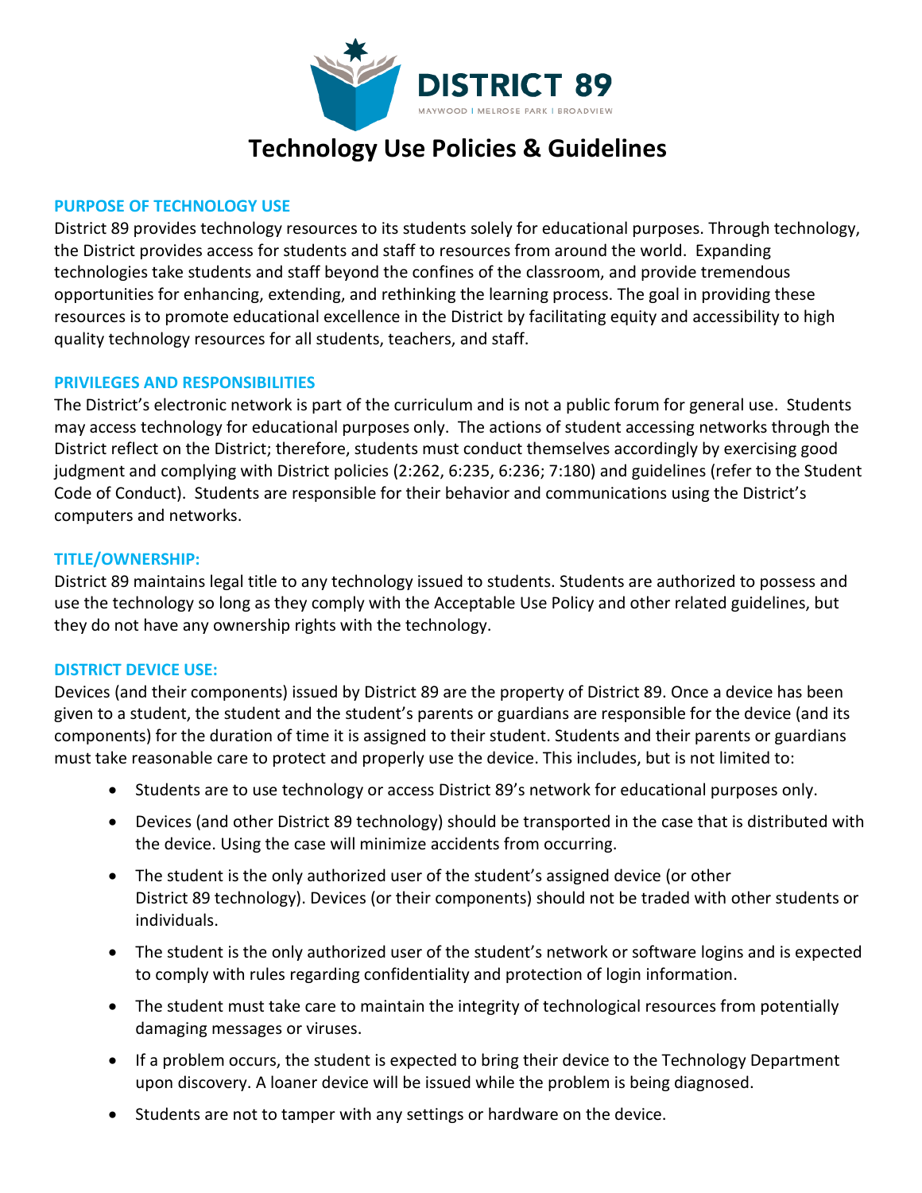DISTRICT 89

MAYWOOD | MELROSE PARK | BROADVIEW

# Technology Use Policies & Guidelines

## PURPOSE OF TECHNOLOGY USE

District 89 provides technology resources to its students solely for educational purposes. Through technology, the District provides access for students and staff to resources from around the world. Expanding technologies take students and staff beyond the confines of the classroom, and provide tremendous opportunities for enhancing, extending, and rethinking the learning process. The goal in providing these resources is to promote educational excellence in the District by facilitating equity and accessibility to high quality technology resources for all students, teachers, and staff.

## PRIVILEGES AND RESPONSIBILITIES

The District's electronic network is part of the curriculum and is not a public forum for general use. Students may access technology for educational purposes only. The actions of student accessing networks through the District reflect on the District; therefore, students must conduct themselves accordingly by exercising good judgment and complying with District policies (2:262, 6:235, 6:236; 7:180) and guidelines (refer to the Student Code of Conduct). Students are responsible for their behavior and communications using the District's computers and networks.

## TITLE/OWNERSHIP:

District 89 maintains legal title to any technology issued to students. Students are authorized to possess and use the technology so long as they comply with the Acceptable Use Policy and other related guidelines, but they do not have any ownership rights with the technology.

## DISTRICT DEVICE USE:

Devices (and their components) issued by District 89 are the property of District 89. Once a device has been given to a student, the student and the student's parents or guardians are responsible for the device (and its components) for the duration of time it is assigned to their student. Students and their parents or guardians must take reasonable care to protect and properly use the device. This includes, but is not limited to:

- Students are to use technology or access District 89's network for educational purposes only.
- Devices (and other District 89 technology) should be transported in the case that is distributed with the device. Using the case will minimize accidents from occurring.
- The student is the only authorized user of the student's assigned device (or other District 89 technology). Devices (or their components) should not be traded with other students or individuals.
- The student is the only authorized user of the student's network or software logins and is expected to comply with rules regarding confidentiality and protection of login information.
- The student must take care to maintain the integrity of technological resources from potentially damaging messages or viruses.
- If a problem occurs, the student is expected to bring their device to the Technology Department upon discovery. A loaner device will be issued while the problem is being diagnosed.
- Students are not to tamper with any settings or hardware on the device.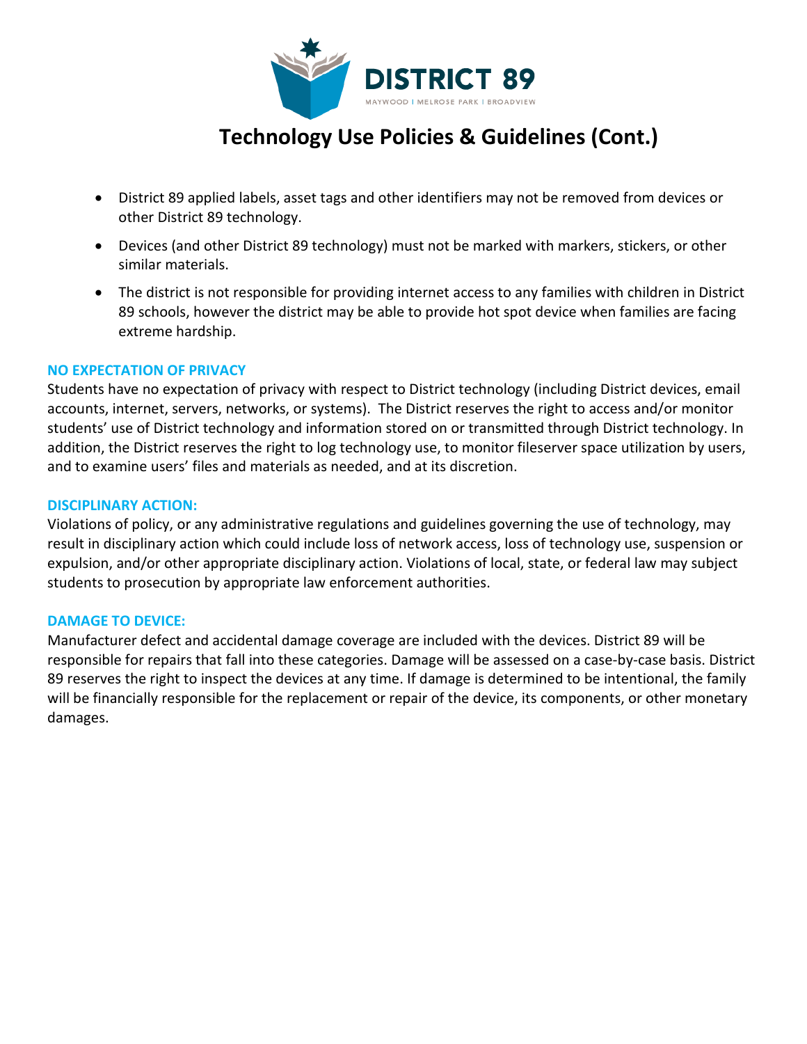# Technology Use Policies & Guidelines (Cont.)

- District 89 applied labels, asset tags and other identifiers may not be removed from devices or other District 89 technology.
- Devices (and other District 89 technology) must not be marked with markers, stickers, or other similar materials.
- The district is not responsible for providing internet access to any families with children in District 89 schools, however the district may be able to provide hot spot device when families are facing extreme hardship.

### NO EXPECTATION OF PRIVACY

Students have no expectation of privacy with respect to District technology (including District devices, email accounts, internet, servers, networks, or systems). The District reserves the right to access and/or monitor students' use of District technology and information stored on or transmitted through District technology. In addition, the District reserves the right to log technology use, to monitor fileserver space utilization by users, and to examine users' files and materials as needed, and at its discretion.

### DISCIPLINARY ACTION:

Violations of policy, or any administrative regulations and guidelines governing the use of technology, may result in disciplinary action which could include loss of network access, loss of technology use, suspension or expulsion, and/or other appropriate disciplinary action. Violations of local, state, or federal law may subject students to prosecution by appropriate law enforcement authorities.

### DAMAGE TO DEVICE:

Manufacturer defect and accidental damage coverage are included with the devices. District 89 will be responsible for repairs that fall into these categories. Damage will be assessed on a case-by-case basis. District 89 reserves the right to inspect the devices at any time. If damage is determined to be intentional, the family will be financially responsible for the replacement or repair of the device, its components, or other monetary damages.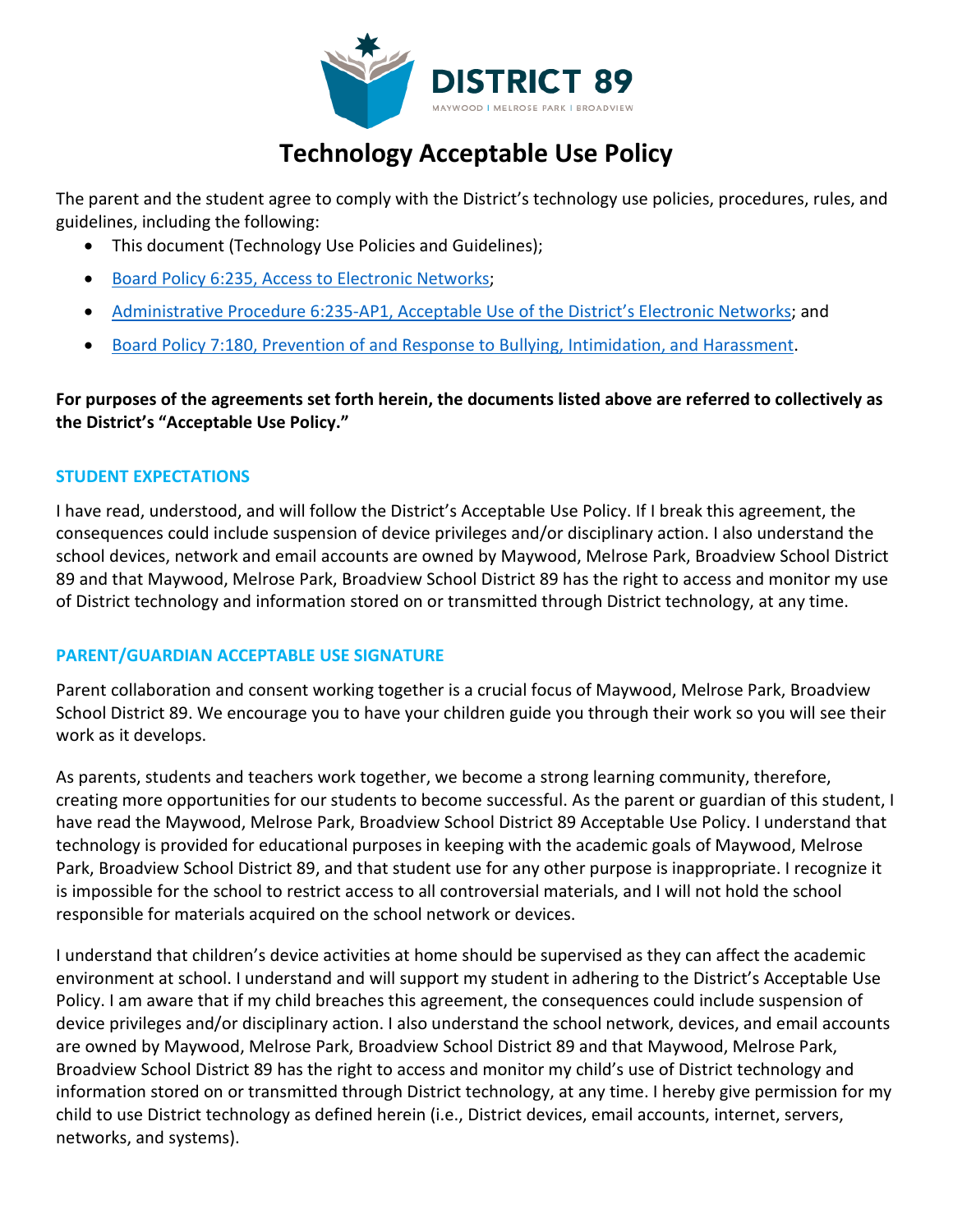DISTRICT 89

MAYWOOD | MELROSE PARK | BROADVIEW

# Technology Acceptable Use Policy

The parent and the student agree to comply with the District's technology use policies, procedures, rules, and guidelines, including the following:

- This document (Technology Use Policies and Guidelines);
- Board Policy 6:235, Access to Electronic Networks;
- Administrative Procedure 6:235-AP1, Acceptable Use of the District's Electronic Networks; and
- Board Policy 7:180, Prevention of and Response to Bullying, Intimidation, and Harassment.

**For purposes of the agreements set forth herein, the documents listed above are referred to collectively as the District's "Acceptable Use Policy."**

## STUDENT EXPECTATIONS

I have read, understood, and will follow the District's Acceptable Use Policy. If I break this agreement, the consequences could include suspension of device privileges and/or disciplinary action. I also understand the school devices, network and email accounts are owned by Maywood, Melrose Park, Broadview School District 89 and that Maywood, Melrose Park, Broadview School District 89 has the right to access and monitor my use of District technology and information stored on or transmitted through District technology, at any time.

## PARENT/GUARDIAN ACCEPTABLE USE SIGNATURE

Parent collaboration and consent working together is a crucial focus of Maywood, Melrose Park, Broadview School District 89. We encourage you to have your children guide you through their work so you will see their work as it develops.

As parents, students and teachers work together, we become a strong learning community, therefore, creating more opportunities for our students to become successful. As the parent or guardian of this student, I have read the Maywood, Melrose Park, Broadview School District 89 Acceptable Use Policy. I understand that technology is provided for educational purposes in keeping with the academic goals of Maywood, Melrose Park, Broadview School District 89, and that student use for any other purpose is inappropriate. I recognize it is impossible for the school to restrict access to all controversial materials, and I will not hold the school responsible for materials acquired on the school network or devices.

I understand that children's device activities at home should be supervised as they can affect the academic environment at school. I understand and will support my student in adhering to the District's Acceptable Use Policy. I am aware that if my child breaches this agreement, the consequences could include suspension of device privileges and/or disciplinary action. I also understand the school network, devices, and email accounts are owned by Maywood, Melrose Park, Broadview School District 89 and that Maywood, Melrose Park, Broadview School District 89 has the right to access and monitor my child's use of District technology and information stored on or transmitted through District technology, at any time. I hereby give permission for my child to use District technology as defined herein (i.e., District devices, email accounts, internet, servers, networks, and systems).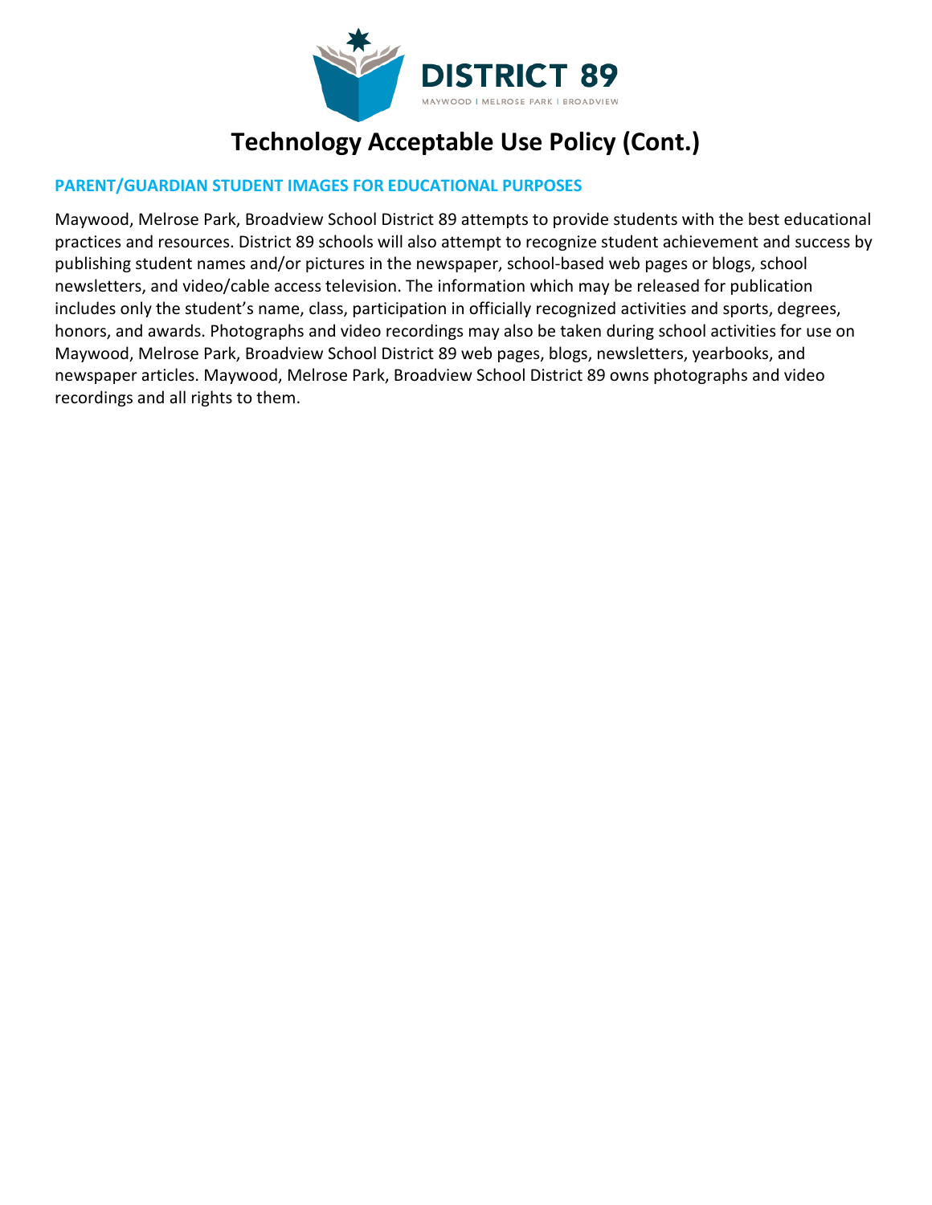# Technology Acceptable Use Policy (Cont.)

## PARENT/GUARDIAN STUDENT IMAGES FOR EDUCATIONAL PURPOSES

Maywood, Melrose Park, Broadview School District 89 attempts to provide students with the best educational practices and resources. District 89 schools will also attempt to recognize student achievement and success by publishing student names and/or pictures in the newspaper, school-based web pages or blogs, school newsletters, and video/cable access television. The information which may be released for publication includes only the student's name, class, participation in officially recognized activities and sports, degrees, honors, and awards. Photographs and video recordings may also be taken during school activities for use on Maywood, Melrose Park, Broadview School District 89 web pages, blogs, newsletters, yearbooks, and newspaper articles. Maywood, Melrose Park, Broadview School District 89 owns photographs and video recordings and all rights to them.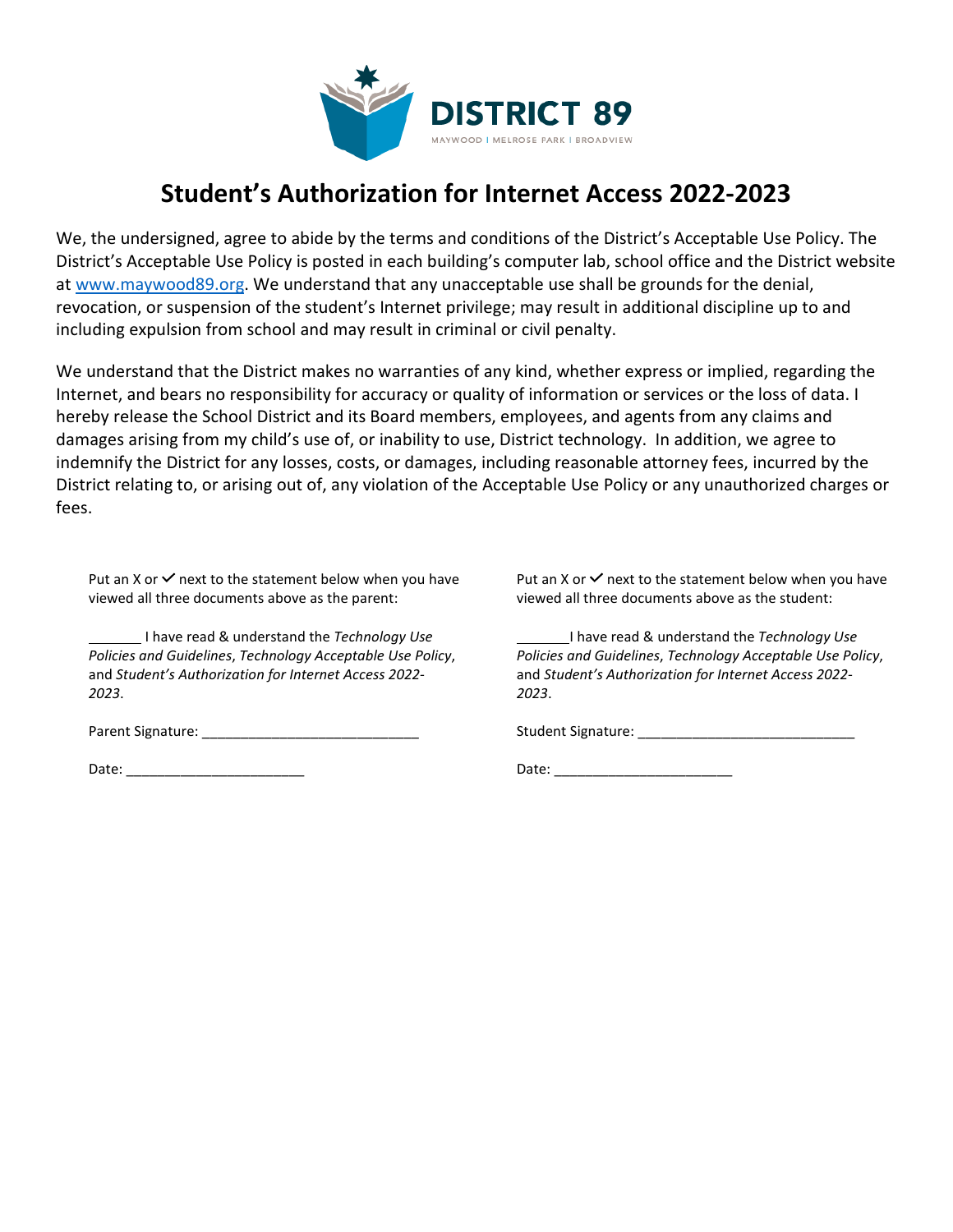DISTRICT 89

MAYWOOD | MELROSE PARK | BROADVIEW

# Student's Authorization for Internet Access 2022-2023

We, the undersigned, agree to abide by the terms and conditions of the District's Acceptable Use Policy. The District's Acceptable Use Policy is posted in each building's computer lab, school office and the District website at [www.maywood89.org](http://www.maywood89.org). We understand that any unacceptable use shall be grounds for the denial, revocation, or suspension of the student's Internet privilege; may result in additional discipline up to and including expulsion from school and may result in criminal or civil penalty.

We understand that the District makes no warranties of any kind, whether express or implied, regarding the Internet, and bears no responsibility for accuracy or quality of information or services or the loss of data. I hereby release the School District and its Board members, employees, and agents from any claims and damages arising from my child's use of, or inability to use, District technology. In addition, we agree to indemnify the District for any losses, costs, or damages, including reasonable attorney fees, incurred by the District relating to, or arising out of, any violation of the Acceptable Use Policy or any unauthorized charges or fees.

Put an X or ✓ next to the statement below when you have viewed all three documents above as the parent:

_______ I have read & understand the *Technology Use Policies and Guidelines*, *Technology Acceptable Use Policy*, and *Student's Authorization for Internet Access 2022-2023*.

Parent Signature: ____________________________

Date: _______________________

Put an X or ✓ next to the statement below when you have viewed all three documents above as the student:

_______I have read & understand the *Technology Use Policies and Guidelines*, *Technology Acceptable Use Policy*, and *Student's Authorization for Internet Access 2022-2023*.

Student Signature: ____________________________

Date: _______________________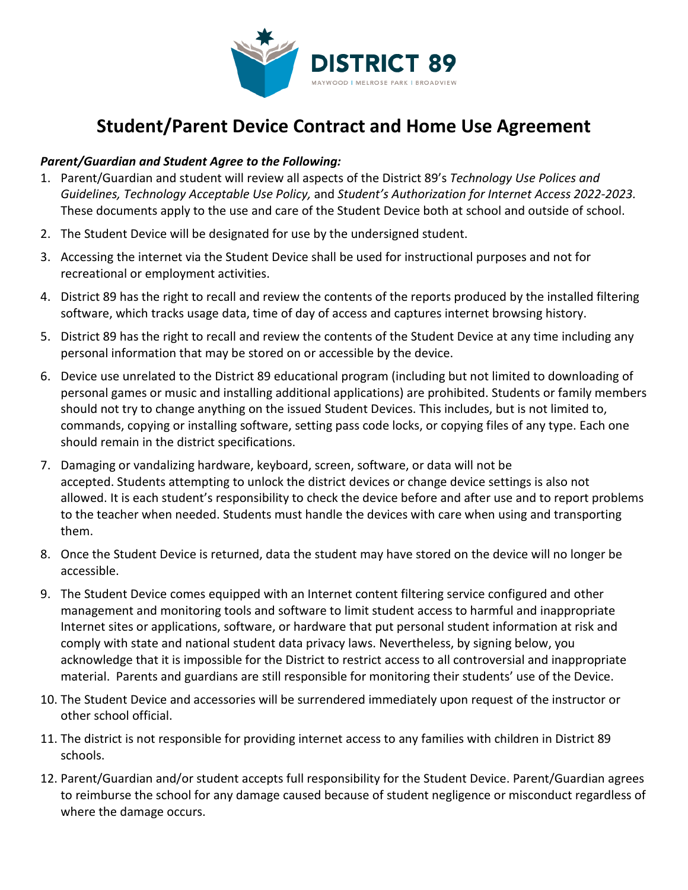DISTRICT 89

MAYWOOD | MELROSE PARK | BROADVIEW

# Student/Parent Device Contract and Home Use Agreement

***Parent/Guardian and Student Agree to the Following:***

1. Parent/Guardian and student will review all aspects of the District 89's *Technology Use Polices and Guidelines, Technology Acceptable Use Policy,* and *Student's Authorization for Internet Access 2022-2023.* These documents apply to the use and care of the Student Device both at school and outside of school.
2. The Student Device will be designated for use by the undersigned student.
3. Accessing the internet via the Student Device shall be used for instructional purposes and not for recreational or employment activities.
4. District 89 has the right to recall and review the contents of the reports produced by the installed filtering software, which tracks usage data, time of day of access and captures internet browsing history.
5. District 89 has the right to recall and review the contents of the Student Device at any time including any personal information that may be stored on or accessible by the device.
6. Device use unrelated to the District 89 educational program (including but not limited to downloading of personal games or music and installing additional applications) are prohibited. Students or family members should not try to change anything on the issued Student Devices. This includes, but is not limited to, commands, copying or installing software, setting pass code locks, or copying files of any type. Each one should remain in the district specifications.
7. Damaging or vandalizing hardware, keyboard, screen, software, or data will not be accepted. Students attempting to unlock the district devices or change device settings is also not allowed. It is each student's responsibility to check the device before and after use and to report problems to the teacher when needed. Students must handle the devices with care when using and transporting them.
8. Once the Student Device is returned, data the student may have stored on the device will no longer be accessible.
9. The Student Device comes equipped with an Internet content filtering service configured and other management and monitoring tools and software to limit student access to harmful and inappropriate Internet sites or applications, software, or hardware that put personal student information at risk and comply with state and national student data privacy laws. Nevertheless, by signing below, you acknowledge that it is impossible for the District to restrict access to all controversial and inappropriate material. Parents and guardians are still responsible for monitoring their students' use of the Device.
10. The Student Device and accessories will be surrendered immediately upon request of the instructor or other school official.
11. The district is not responsible for providing internet access to any families with children in District 89 schools.
12. Parent/Guardian and/or student accepts full responsibility for the Student Device. Parent/Guardian agrees to reimburse the school for any damage caused because of student negligence or misconduct regardless of where the damage occurs.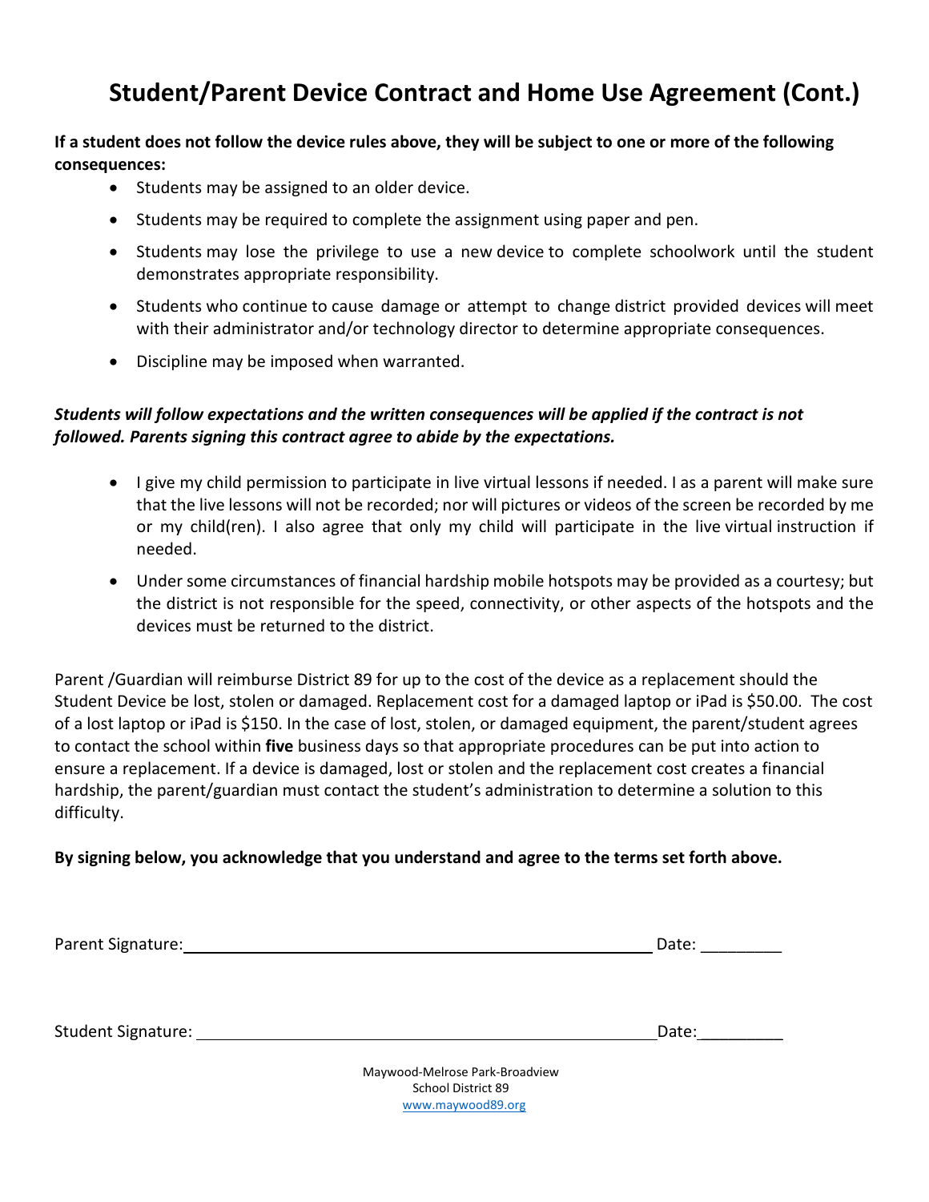# Student/Parent Device Contract and Home Use Agreement (Cont.)

**If a student does not follow the device rules above, they will be subject to one or more of the following consequences:**

- Students may be assigned to an older device.
- Students may be required to complete the assignment using paper and pen.
- Students may lose the privilege to use a new device to complete schoolwork until the student demonstrates appropriate responsibility.
- Students who continue to cause damage or attempt to change district provided devices will meet with their administrator and/or technology director to determine appropriate consequences.
- Discipline may be imposed when warranted.

***Students will follow expectations and the written consequences will be applied if the contract is not followed. Parents signing this contract agree to abide by the expectations.***

- I give my child permission to participate in live virtual lessons if needed. I as a parent will make sure that the live lessons will not be recorded; nor will pictures or videos of the screen be recorded by me or my child(ren). I also agree that only my child will participate in the live virtual instruction if needed.
- Under some circumstances of financial hardship mobile hotspots may be provided as a courtesy; but the district is not responsible for the speed, connectivity, or other aspects of the hotspots and the devices must be returned to the district.

Parent /Guardian will reimburse District 89 for up to the cost of the device as a replacement should the Student Device be lost, stolen or damaged. Replacement cost for a damaged laptop or iPad is $50.00. The cost of a lost laptop or iPad is $150. In the case of lost, stolen, or damaged equipment, the parent/student agrees to contact the school within **five** business days so that appropriate procedures can be put into action to ensure a replacement. If a device is damaged, lost or stolen and the replacement cost creates a financial hardship, the parent/guardian must contact the student's administration to determine a solution to this difficulty.

**By signing below, you acknowledge that you understand and agree to the terms set forth above.**

Parent Signature:\_\_\_\_\_\_\_\_\_\_\_\_\_\_\_\_\_\_\_\_\_\_\_\_\_\_\_\_\_\_\_\_\_\_\_\_\_\_\_\_ Date: \_\_\_\_\_\_\_\_\_

Student Signature: \_\_\_\_\_\_\_\_\_\_\_\_\_\_\_\_\_\_\_\_\_\_\_\_\_\_\_\_\_\_\_\_\_\_\_\_\_\_\_\_ Date:\_\_\_\_\_\_\_\_\_

Maywood-Melrose Park-Broadview
School District 89
www.maywood89.org